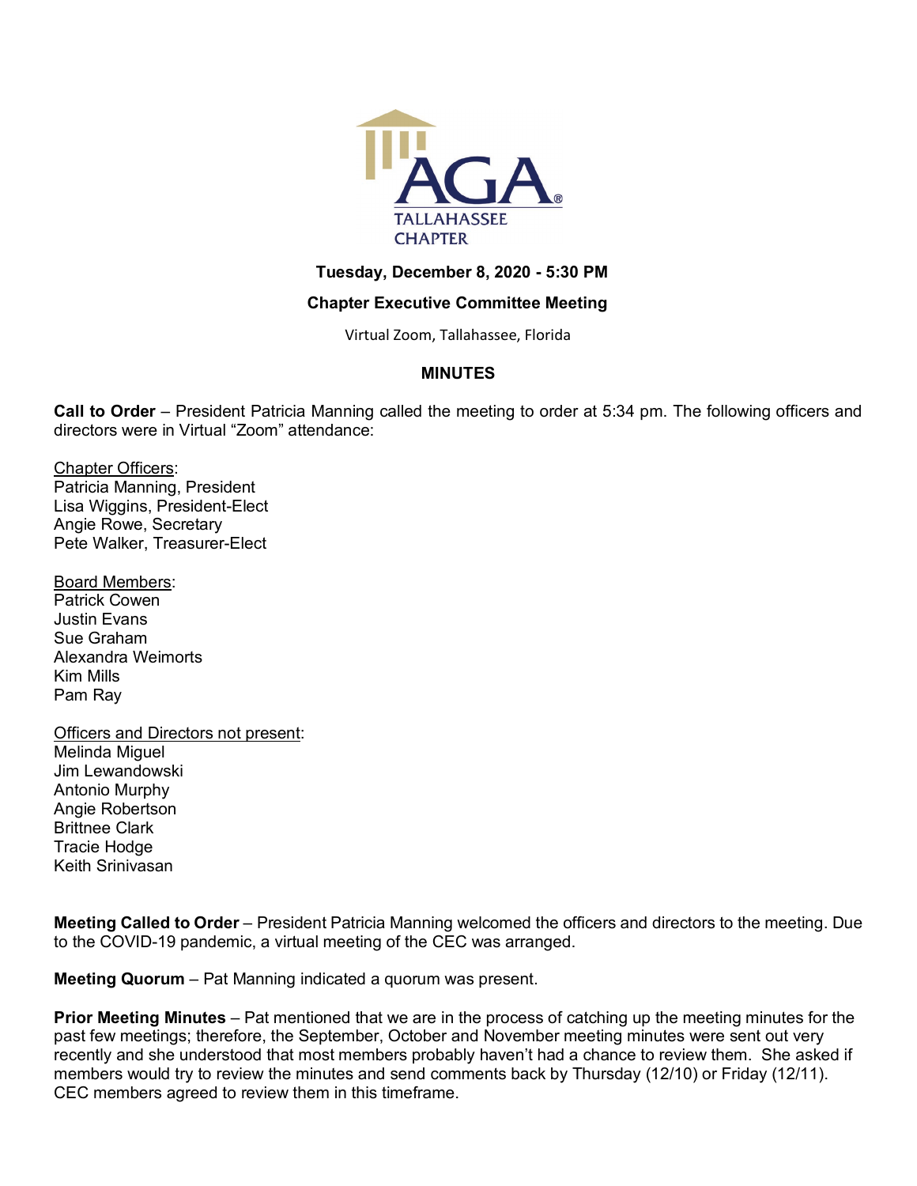AGA®
TALLAHASSEE CHAPTER

**Tuesday, December 8, 2020 - 5:30 PM**

**Chapter Executive Committee Meeting**

Virtual Zoom, Tallahassee, Florida

**MINUTES**

**Call to Order** – President Patricia Manning called the meeting to order at 5:34 pm. The following officers and directors were in Virtual "Zoom" attendance:

Chapter Officers:
Patricia Manning, President
Lisa Wiggins, President-Elect
Angie Rowe, Secretary
Pete Walker, Treasurer-Elect

Board Members:
Patrick Cowen
Justin Evans
Sue Graham
Alexandra Weimorts
Kim Mills
Pam Ray

Officers and Directors not present:
Melinda Miguel
Jim Lewandowski
Antonio Murphy
Angie Robertson
Brittnee Clark
Tracie Hodge
Keith Srinivasan

**Meeting Called to Order** – President Patricia Manning welcomed the officers and directors to the meeting. Due to the COVID-19 pandemic, a virtual meeting of the CEC was arranged.

**Meeting Quorum** – Pat Manning indicated a quorum was present.

**Prior Meeting Minutes** – Pat mentioned that we are in the process of catching up the meeting minutes for the past few meetings; therefore, the September, October and November meeting minutes were sent out very recently and she understood that most members probably haven't had a chance to review them. She asked if members would try to review the minutes and send comments back by Thursday (12/10) or Friday (12/11). CEC members agreed to review them in this timeframe.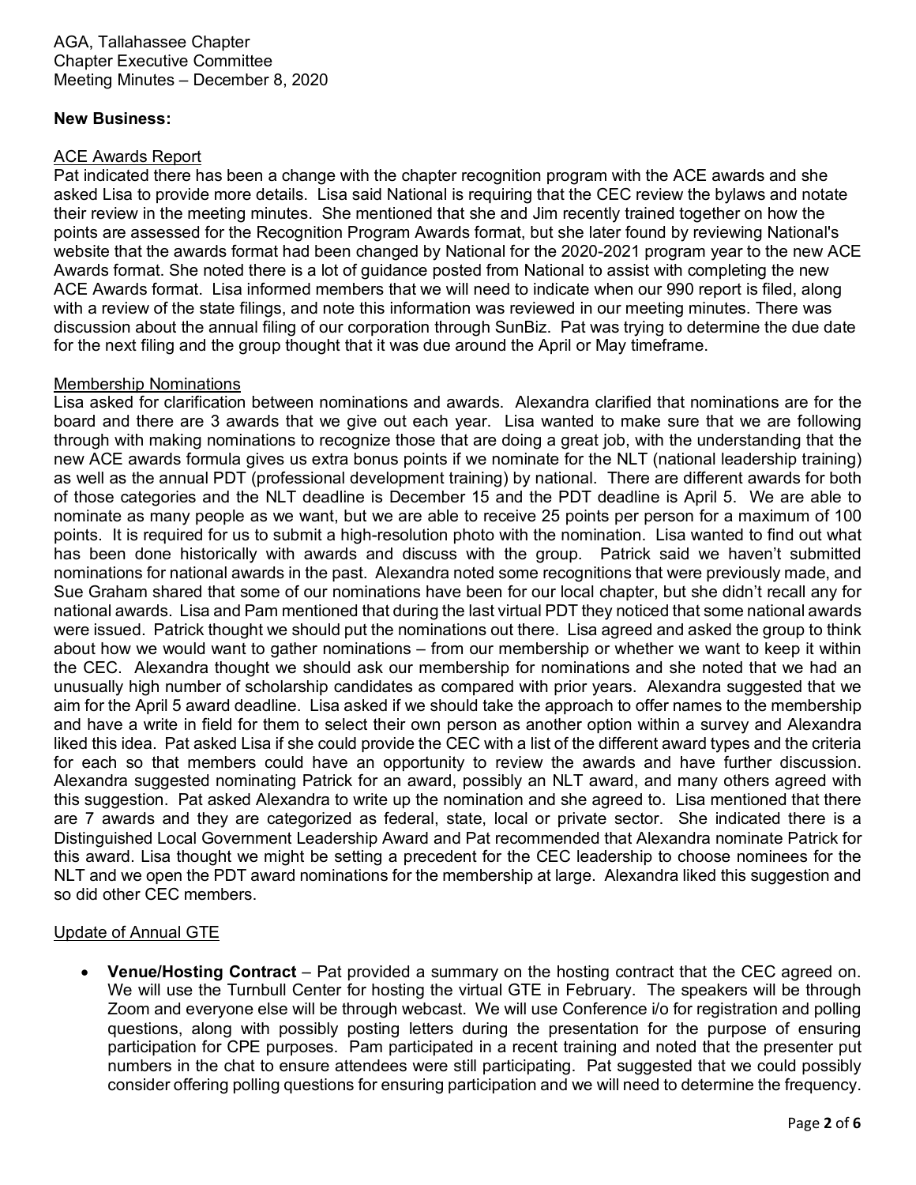AGA, Tallahassee Chapter
Chapter Executive Committee
Meeting Minutes – December 8, 2020

**New Business:**

ACE Awards Report

Pat indicated there has been a change with the chapter recognition program with the ACE awards and she asked Lisa to provide more details. Lisa said National is requiring that the CEC review the bylaws and notate their review in the meeting minutes. She mentioned that she and Jim recently trained together on how the points are assessed for the Recognition Program Awards format, but she later found by reviewing National's website that the awards format had been changed by National for the 2020-2021 program year to the new ACE Awards format. She noted there is a lot of guidance posted from National to assist with completing the new ACE Awards format. Lisa informed members that we will need to indicate when our 990 report is filed, along with a review of the state filings, and note this information was reviewed in our meeting minutes. There was discussion about the annual filing of our corporation through SunBiz. Pat was trying to determine the due date for the next filing and the group thought that it was due around the April or May timeframe.

Membership Nominations

Lisa asked for clarification between nominations and awards. Alexandra clarified that nominations are for the board and there are 3 awards that we give out each year. Lisa wanted to make sure that we are following through with making nominations to recognize those that are doing a great job, with the understanding that the new ACE awards formula gives us extra bonus points if we nominate for the NLT (national leadership training) as well as the annual PDT (professional development training) by national. There are different awards for both of those categories and the NLT deadline is December 15 and the PDT deadline is April 5. We are able to nominate as many people as we want, but we are able to receive 25 points per person for a maximum of 100 points. It is required for us to submit a high-resolution photo with the nomination. Lisa wanted to find out what has been done historically with awards and discuss with the group. Patrick said we haven't submitted nominations for national awards in the past. Alexandra noted some recognitions that were previously made, and Sue Graham shared that some of our nominations have been for our local chapter, but she didn't recall any for national awards. Lisa and Pam mentioned that during the last virtual PDT they noticed that some national awards were issued. Patrick thought we should put the nominations out there. Lisa agreed and asked the group to think about how we would want to gather nominations – from our membership or whether we want to keep it within the CEC. Alexandra thought we should ask our membership for nominations and she noted that we had an unusually high number of scholarship candidates as compared with prior years. Alexandra suggested that we aim for the April 5 award deadline. Lisa asked if we should take the approach to offer names to the membership and have a write in field for them to select their own person as another option within a survey and Alexandra liked this idea. Pat asked Lisa if she could provide the CEC with a list of the different award types and the criteria for each so that members could have an opportunity to review the awards and have further discussion. Alexandra suggested nominating Patrick for an award, possibly an NLT award, and many others agreed with this suggestion. Pat asked Alexandra to write up the nomination and she agreed to. Lisa mentioned that there are 7 awards and they are categorized as federal, state, local or private sector. She indicated there is a Distinguished Local Government Leadership Award and Pat recommended that Alexandra nominate Patrick for this award. Lisa thought we might be setting a precedent for the CEC leadership to choose nominees for the NLT and we open the PDT award nominations for the membership at large. Alexandra liked this suggestion and so did other CEC members.

Update of Annual GTE

- **Venue/Hosting Contract** – Pat provided a summary on the hosting contract that the CEC agreed on. We will use the Turnbull Center for hosting the virtual GTE in February. The speakers will be through Zoom and everyone else will be through webcast. We will use Conference i/o for registration and polling questions, along with possibly posting letters during the presentation for the purpose of ensuring participation for CPE purposes. Pam participated in a recent training and noted that the presenter put numbers in the chat to ensure attendees were still participating. Pat suggested that we could possibly consider offering polling questions for ensuring participation and we will need to determine the frequency.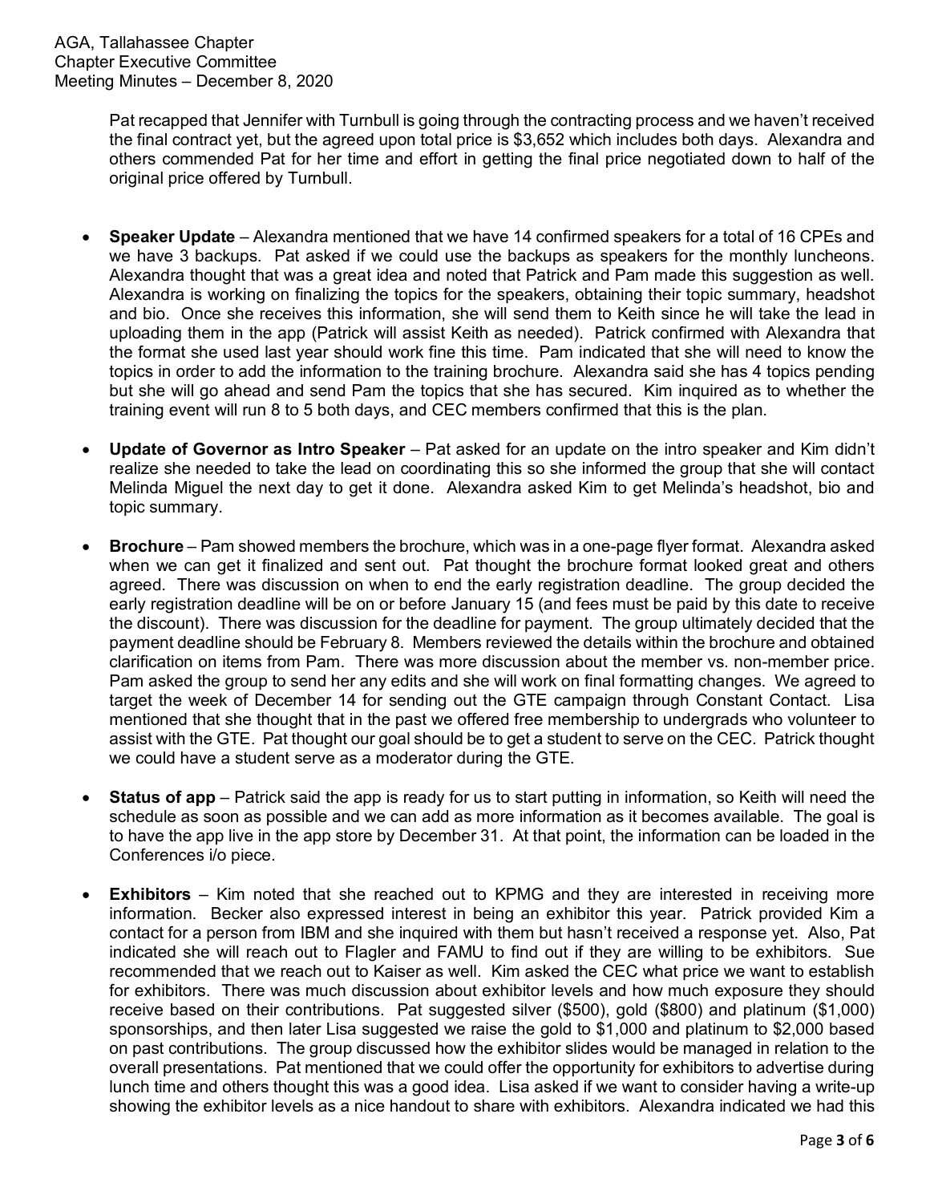Pat recapped that Jennifer with Turnbull is going through the contracting process and we haven't received the final contract yet, but the agreed upon total price is $3,652 which includes both days. Alexandra and others commended Pat for her time and effort in getting the final price negotiated down to half of the original price offered by Turnbull.

- **Speaker Update** – Alexandra mentioned that we have 14 confirmed speakers for a total of 16 CPEs and we have 3 backups. Pat asked if we could use the backups as speakers for the monthly luncheons. Alexandra thought that was a great idea and noted that Patrick and Pam made this suggestion as well. Alexandra is working on finalizing the topics for the speakers, obtaining their topic summary, headshot and bio. Once she receives this information, she will send them to Keith since he will take the lead in uploading them in the app (Patrick will assist Keith as needed). Patrick confirmed with Alexandra that the format she used last year should work fine this time. Pam indicated that she will need to know the topics in order to add the information to the training brochure. Alexandra said she has 4 topics pending but she will go ahead and send Pam the topics that she has secured. Kim inquired as to whether the training event will run 8 to 5 both days, and CEC members confirmed that this is the plan.

- **Update of Governor as Intro Speaker** – Pat asked for an update on the intro speaker and Kim didn't realize she needed to take the lead on coordinating this so she informed the group that she will contact Melinda Miguel the next day to get it done. Alexandra asked Kim to get Melinda's headshot, bio and topic summary.

- **Brochure** – Pam showed members the brochure, which was in a one-page flyer format. Alexandra asked when we can get it finalized and sent out. Pat thought the brochure format looked great and others agreed. There was discussion on when to end the early registration deadline. The group decided the early registration deadline will be on or before January 15 (and fees must be paid by this date to receive the discount). There was discussion for the deadline for payment. The group ultimately decided that the payment deadline should be February 8. Members reviewed the details within the brochure and obtained clarification on items from Pam. There was more discussion about the member vs. non-member price. Pam asked the group to send her any edits and she will work on final formatting changes. We agreed to target the week of December 14 for sending out the GTE campaign through Constant Contact. Lisa mentioned that she thought that in the past we offered free membership to undergrads who volunteer to assist with the GTE. Pat thought our goal should be to get a student to serve on the CEC. Patrick thought we could have a student serve as a moderator during the GTE.

- **Status of app** – Patrick said the app is ready for us to start putting in information, so Keith will need the schedule as soon as possible and we can add as more information as it becomes available. The goal is to have the app live in the app store by December 31. At that point, the information can be loaded in the Conferences i/o piece.

- **Exhibitors** – Kim noted that she reached out to KPMG and they are interested in receiving more information. Becker also expressed interest in being an exhibitor this year. Patrick provided Kim a contact for a person from IBM and she inquired with them but hasn't received a response yet. Also, Pat indicated she will reach out to Flagler and FAMU to find out if they are willing to be exhibitors. Sue recommended that we reach out to Kaiser as well. Kim asked the CEC what price we want to establish for exhibitors. There was much discussion about exhibitor levels and how much exposure they should receive based on their contributions. Pat suggested silver ($500), gold ($800) and platinum ($1,000) sponsorships, and then later Lisa suggested we raise the gold to $1,000 and platinum to $2,000 based on past contributions. The group discussed how the exhibitor slides would be managed in relation to the overall presentations. Pat mentioned that we could offer the opportunity for exhibitors to advertise during lunch time and others thought this was a good idea. Lisa asked if we want to consider having a write-up showing the exhibitor levels as a nice handout to share with exhibitors. Alexandra indicated we had this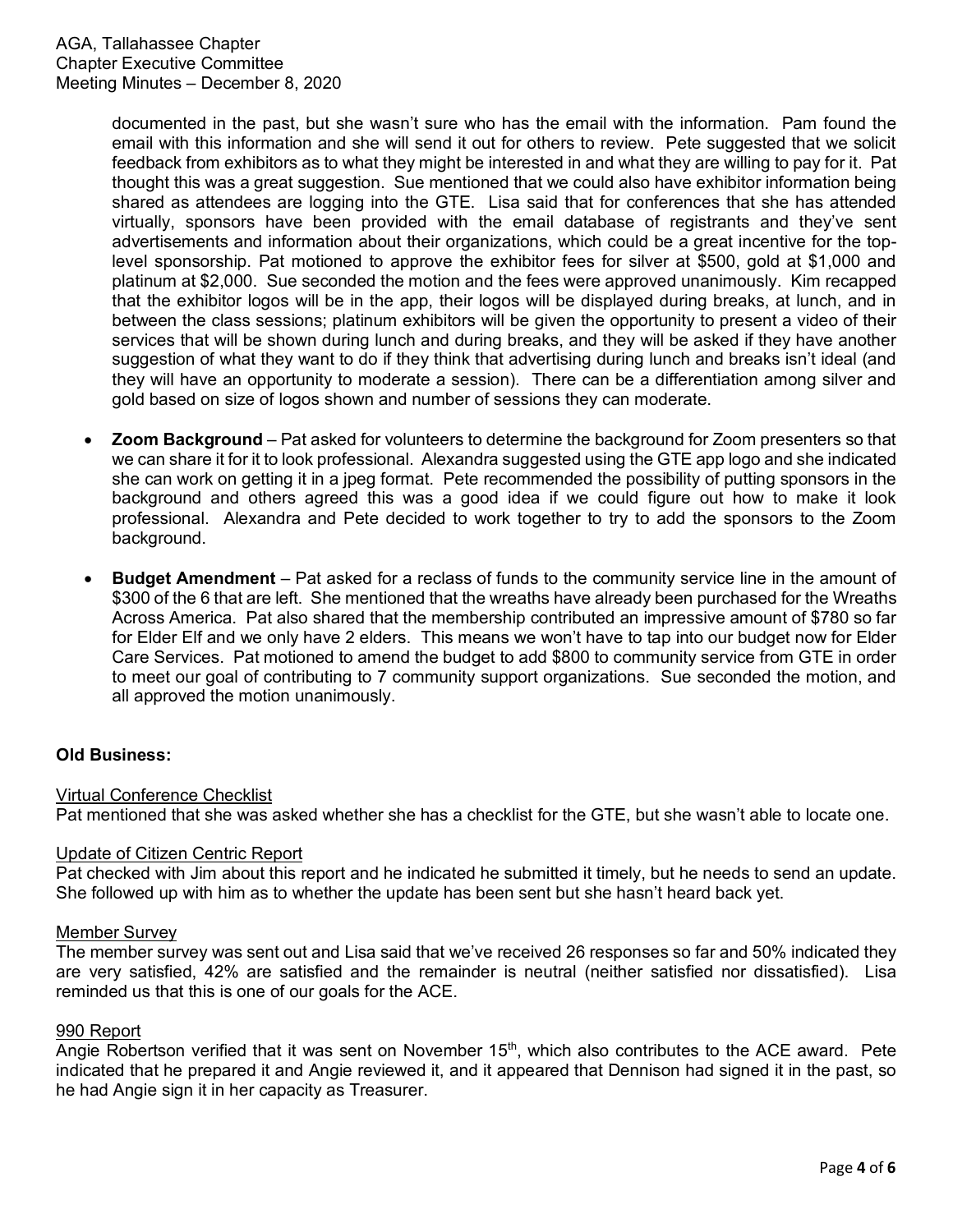documented in the past, but she wasn't sure who has the email with the information. Pam found the email with this information and she will send it out for others to review. Pete suggested that we solicit feedback from exhibitors as to what they might be interested in and what they are willing to pay for it. Pat thought this was a great suggestion. Sue mentioned that we could also have exhibitor information being shared as attendees are logging into the GTE. Lisa said that for conferences that she has attended virtually, sponsors have been provided with the email database of registrants and they've sent advertisements and information about their organizations, which could be a great incentive for the top-level sponsorship. Pat motioned to approve the exhibitor fees for silver at $500, gold at $1,000 and platinum at $2,000. Sue seconded the motion and the fees were approved unanimously. Kim recapped that the exhibitor logos will be in the app, their logos will be displayed during breaks, at lunch, and in between the class sessions; platinum exhibitors will be given the opportunity to present a video of their services that will be shown during lunch and during breaks, and they will be asked if they have another suggestion of what they want to do if they think that advertising during lunch and breaks isn't ideal (and they will have an opportunity to moderate a session). There can be a differentiation among silver and gold based on size of logos shown and number of sessions they can moderate.

- **Zoom Background** – Pat asked for volunteers to determine the background for Zoom presenters so that we can share it for it to look professional. Alexandra suggested using the GTE app logo and she indicated she can work on getting it in a jpeg format. Pete recommended the possibility of putting sponsors in the background and others agreed this was a good idea if we could figure out how to make it look professional. Alexandra and Pete decided to work together to try to add the sponsors to the Zoom background.

- **Budget Amendment** – Pat asked for a reclass of funds to the community service line in the amount of $300 of the 6 that are left. She mentioned that the wreaths have already been purchased for the Wreaths Across America. Pat also shared that the membership contributed an impressive amount of $780 so far for Elder Elf and we only have 2 elders. This means we won't have to tap into our budget now for Elder Care Services. Pat motioned to amend the budget to add $800 to community service from GTE in order to meet our goal of contributing to 7 community support organizations. Sue seconded the motion, and all approved the motion unanimously.

**Old Business:**

Virtual Conference Checklist

Pat mentioned that she was asked whether she has a checklist for the GTE, but she wasn't able to locate one.

Update of Citizen Centric Report

Pat checked with Jim about this report and he indicated he submitted it timely, but he needs to send an update. She followed up with him as to whether the update has been sent but she hasn't heard back yet.

Member Survey

The member survey was sent out and Lisa said that we've received 26 responses so far and 50% indicated they are very satisfied, 42% are satisfied and the remainder is neutral (neither satisfied nor dissatisfied). Lisa reminded us that this is one of our goals for the ACE.

990 Report

Angie Robertson verified that it was sent on November 15th, which also contributes to the ACE award. Pete indicated that he prepared it and Angie reviewed it, and it appeared that Dennison had signed it in the past, so he had Angie sign it in her capacity as Treasurer.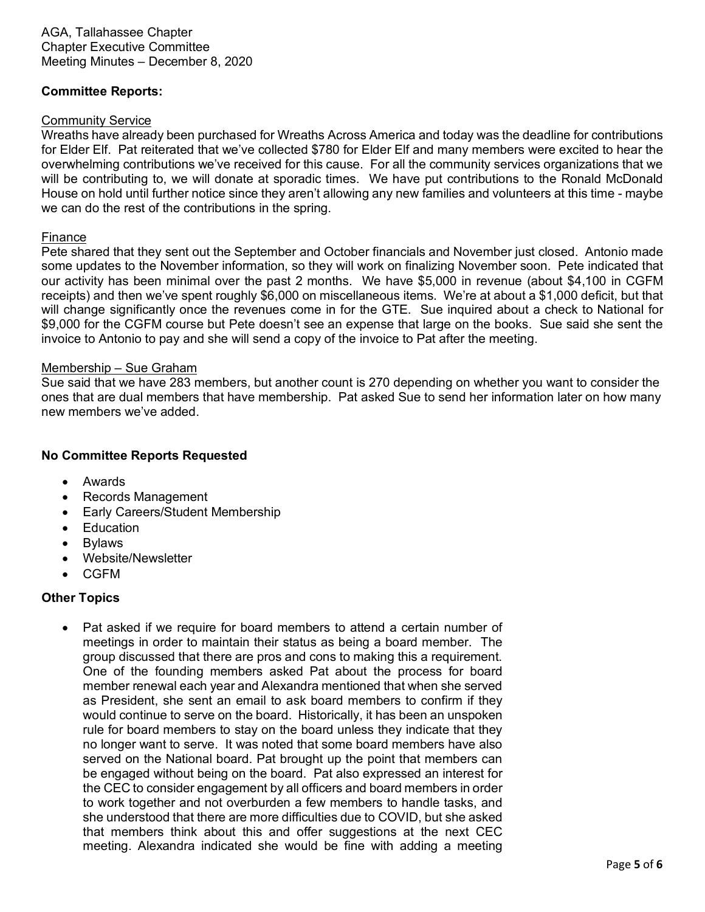**Committee Reports:**

Community Service

Wreaths have already been purchased for Wreaths Across America and today was the deadline for contributions for Elder Elf. Pat reiterated that we've collected $780 for Elder Elf and many members were excited to hear the overwhelming contributions we've received for this cause. For all the community services organizations that we will be contributing to, we will donate at sporadic times. We have put contributions to the Ronald McDonald House on hold until further notice since they aren't allowing any new families and volunteers at this time - maybe we can do the rest of the contributions in the spring.

Finance

Pete shared that they sent out the September and October financials and November just closed. Antonio made some updates to the November information, so they will work on finalizing November soon. Pete indicated that our activity has been minimal over the past 2 months. We have $5,000 in revenue (about $4,100 in CGFM receipts) and then we've spent roughly $6,000 on miscellaneous items. We're at about a $1,000 deficit, but that will change significantly once the revenues come in for the GTE. Sue inquired about a check to National for $9,000 for the CGFM course but Pete doesn't see an expense that large on the books. Sue said she sent the invoice to Antonio to pay and she will send a copy of the invoice to Pat after the meeting.

Membership – Sue Graham

Sue said that we have 283 members, but another count is 270 depending on whether you want to consider the ones that are dual members that have membership. Pat asked Sue to send her information later on how many new members we've added.

**No Committee Reports Requested**

- Awards
- Records Management
- Early Careers/Student Membership
- Education
- Bylaws
- Website/Newsletter
- CGFM

**Other Topics**

- Pat asked if we require for board members to attend a certain number of meetings in order to maintain their status as being a board member. The group discussed that there are pros and cons to making this a requirement. One of the founding members asked Pat about the process for board member renewal each year and Alexandra mentioned that when she served as President, she sent an email to ask board members to confirm if they would continue to serve on the board. Historically, it has been an unspoken rule for board members to stay on the board unless they indicate that they no longer want to serve. It was noted that some board members have also served on the National board. Pat brought up the point that members can be engaged without being on the board. Pat also expressed an interest for the CEC to consider engagement by all officers and board members in order to work together and not overburden a few members to handle tasks, and she understood that there are more difficulties due to COVID, but she asked that members think about this and offer suggestions at the next CEC meeting. Alexandra indicated she would be fine with adding a meeting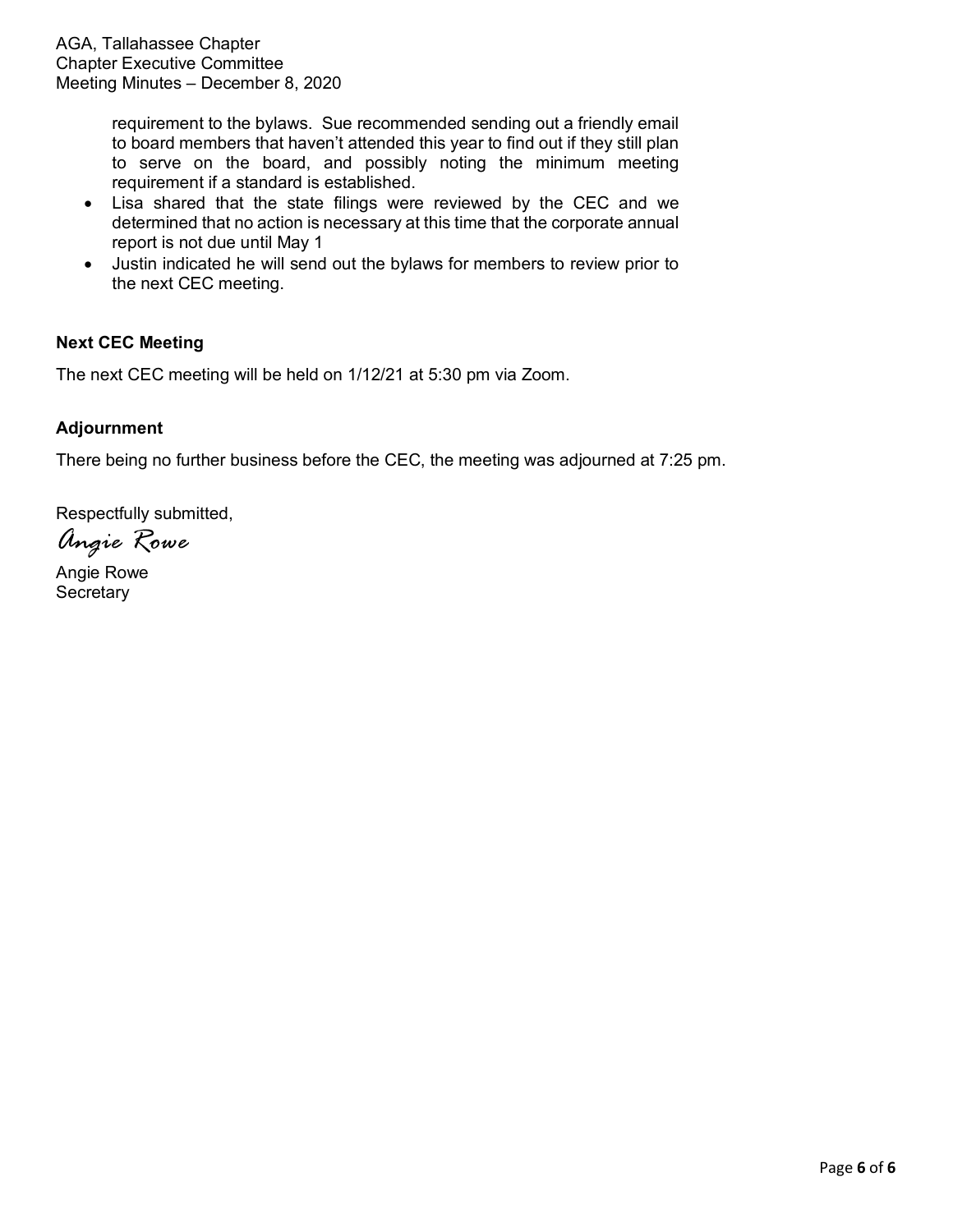requirement to the bylaws. Sue recommended sending out a friendly email to board members that haven't attended this year to find out if they still plan to serve on the board, and possibly noting the minimum meeting requirement if a standard is established.

- Lisa shared that the state filings were reviewed by the CEC and we determined that no action is necessary at this time that the corporate annual report is not due until May 1
- Justin indicated he will send out the bylaws for members to review prior to the next CEC meeting.

**Next CEC Meeting**

The next CEC meeting will be held on 1/12/21 at 5:30 pm via Zoom.

**Adjournment**

There being no further business before the CEC, the meeting was adjourned at 7:25 pm.

Respectfully submitted,

*Angie Rowe*

Angie Rowe
Secretary